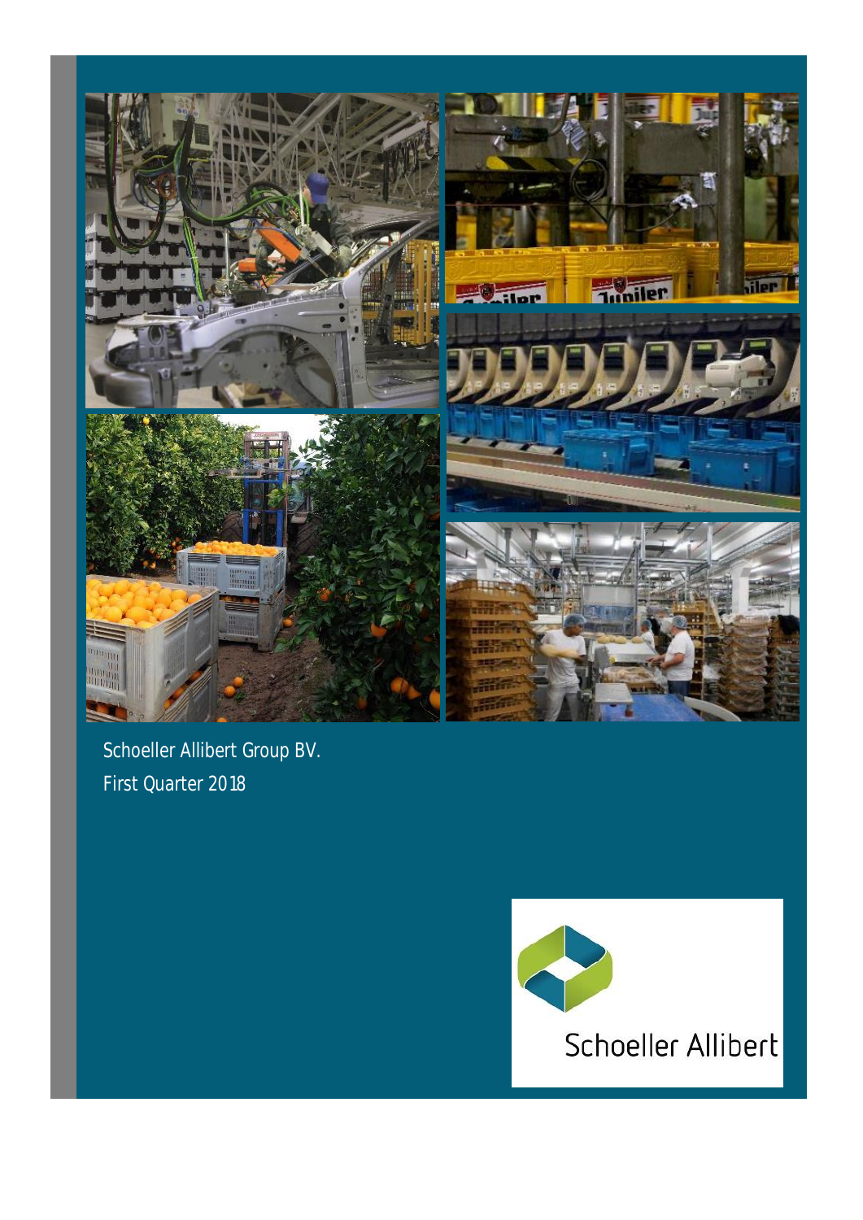Schoeller Allibert Group BV.

First Quarter 2018

Schoeller Allibert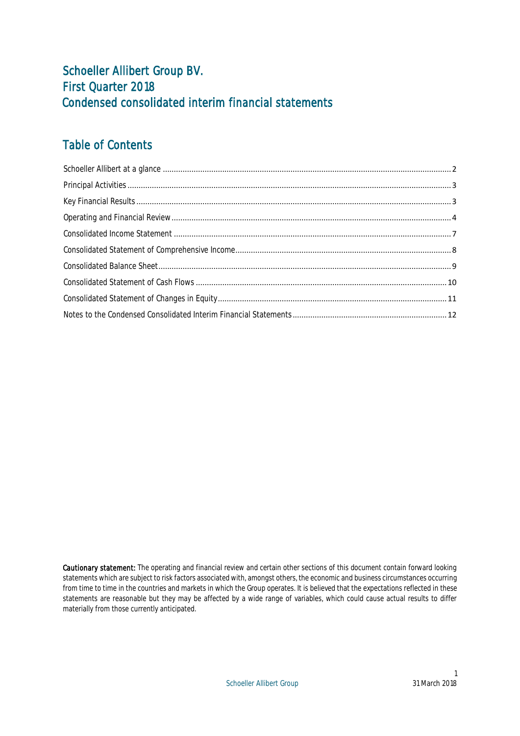# Schoeller Allibert Group BV.
# First Quarter 2018
# Condensed consolidated interim financial statements

## Table of Contents

| | |
|---|---|
| Schoeller Allibert at a glance | 2 |
| Principal Activities | 3 |
| Key Financial Results | 3 |
| Operating and Financial Review | 4 |
| Consolidated Income Statement | 7 |
| Consolidated Statement of Comprehensive Income | 8 |
| Consolidated Balance Sheet | 9 |
| Consolidated Statement of Cash Flows | 10 |
| Consolidated Statement of Changes in Equity | 11 |
| Notes to the Condensed Consolidated Interim Financial Statements | 12 |

**Cautionary statement:** The operating and financial review and certain other sections of this document contain forward looking statements which are subject to risk factors associated with, amongst others, the economic and business circumstances occurring from time to time in the countries and markets in which the Group operates. It is believed that the expectations reflected in these statements are reasonable but they may be affected by a wide range of variables, which could cause actual results to differ materially from those currently anticipated.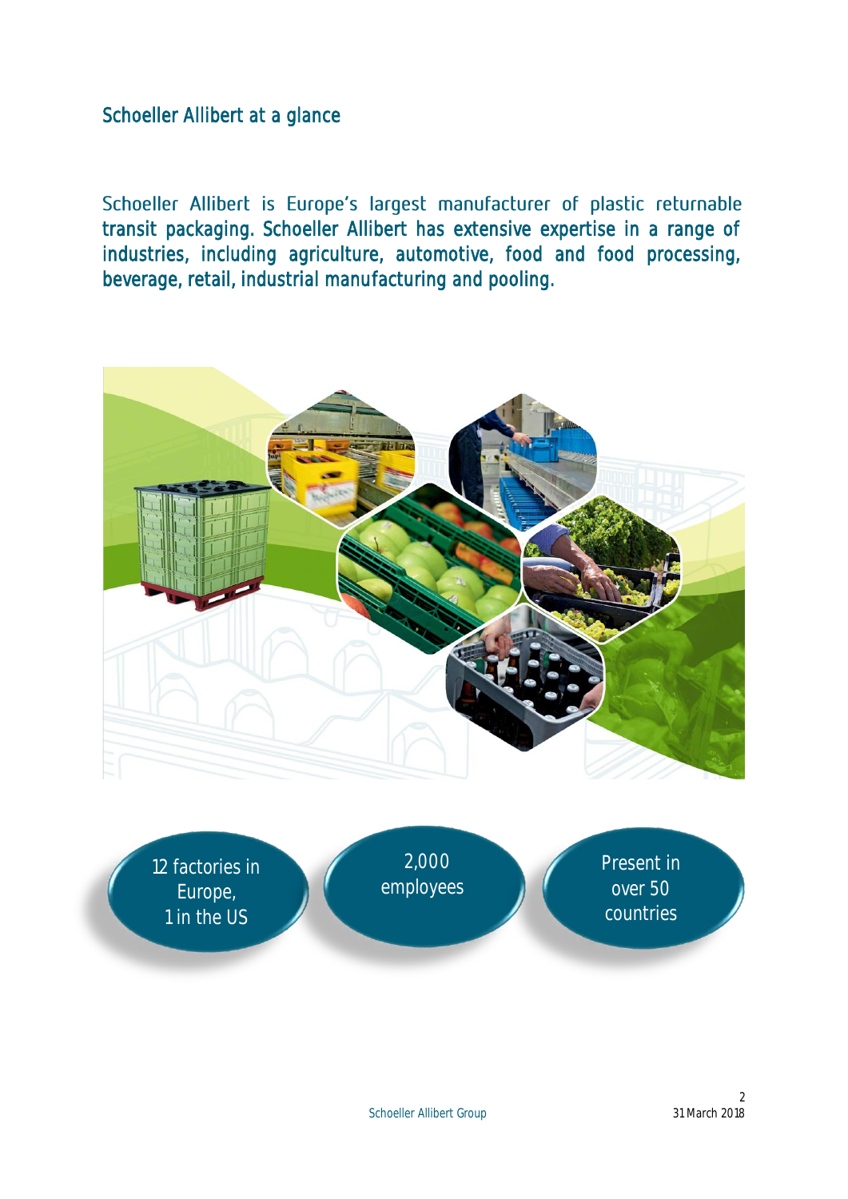## Schoeller Allibert at a glance

Schoeller Allibert is Europe's largest manufacturer of plastic returnable transit packaging. Schoeller Allibert has extensive expertise in a range of industries, including agriculture, automotive, food and food processing, beverage, retail, industrial manufacturing and pooling.

12 factories in Europe, 1 in the US

2,000 employees

Present in over 50 countries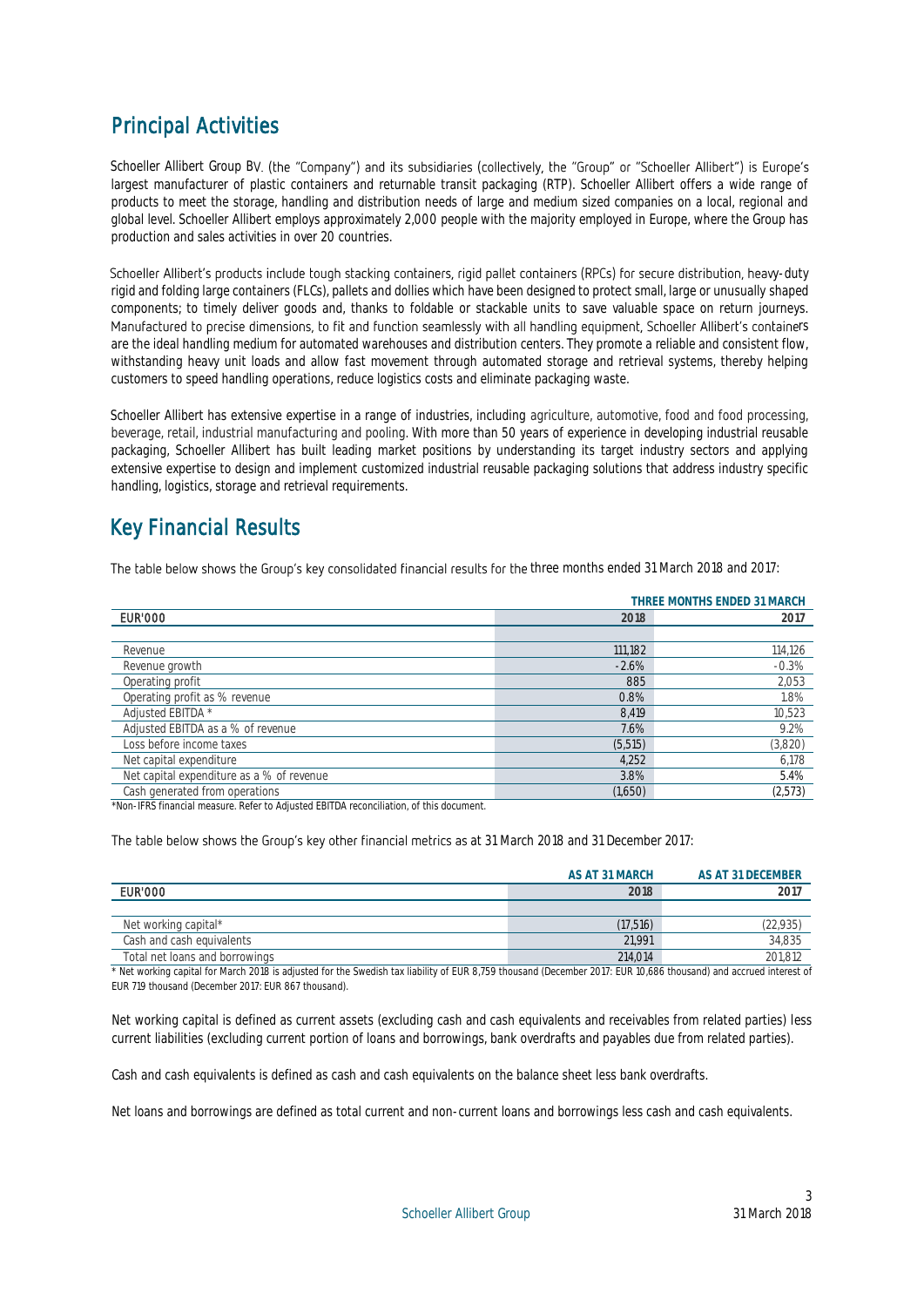# Principal Activities

Schoeller Allibert Group BV. (the "Company") and its subsidiaries (collectively, the "Group" or "Schoeller Allibert") is Europe's largest manufacturer of plastic containers and returnable transit packaging (RTP). Schoeller Allibert offers a wide range of products to meet the storage, handling and distribution needs of large and medium sized companies on a local, regional and global level. Schoeller Allibert employs approximately 2,000 people with the majority employed in Europe, where the Group has production and sales activities in over 20 countries.

Schoeller Allibert's products include tough stacking containers, rigid pallet containers (RPCs) for secure distribution, heavy-duty rigid and folding large containers (FLCs), pallets and dollies which have been designed to protect small, large or unusually shaped components; to timely deliver goods and, thanks to foldable or stackable units to save valuable space on return journeys. Manufactured to precise dimensions, to fit and function seamlessly with all handling equipment, Schoeller Allibert's containers are the ideal handling medium for automated warehouses and distribution centers. They promote a reliable and consistent flow, withstanding heavy unit loads and allow fast movement through automated storage and retrieval systems, thereby helping customers to speed handling operations, reduce logistics costs and eliminate packaging waste.

Schoeller Allibert has extensive expertise in a range of industries, including agriculture, automotive, food and food processing, beverage, retail, industrial manufacturing and pooling. With more than 50 years of experience in developing industrial reusable packaging, Schoeller Allibert has built leading market positions by understanding its target industry sectors and applying extensive expertise to design and implement customized industrial reusable packaging solutions that address industry specific handling, logistics, storage and retrieval requirements.

# Key Financial Results

The table below shows the Group's key consolidated financial results for the three months ended 31 March 2018 and 2017:

| | THREE MONTHS ENDED 31 MARCH | |
|---|---|---|
| EUR'000 | 2018 | 2017 |
| Revenue | 111,182 | 114,126 |
| Revenue growth | -2.6% | -0.3% |
| Operating profit | 885 | 2,053 |
| Operating profit as % revenue | 0.8% | 1.8% |
| Adjusted EBITDA * | 8,419 | 10,523 |
| Adjusted EBITDA as a % of revenue | 7.6% | 9.2% |
| Loss before income taxes | (5,515) | (3,820) |
| Net capital expenditure | 4,252 | 6,178 |
| Net capital expenditure as a % of revenue | 3.8% | 5.4% |
| Cash generated from operations | (1,650) | (2,573) |

*Non-IFRS financial measure. Refer to Adjusted EBITDA reconciliation, of this document.

The table below shows the Group's key other financial metrics as at 31 March 2018 and 31 December 2017:

| | AS AT 31 MARCH | AS AT 31 DECEMBER |
|---|---|---|
| EUR'000 | 2018 | 2017 |
| Net working capital* | (17,516) | (22,935) |
| Cash and cash equivalents | 21,991 | 34,835 |
| Total net loans and borrowings | 214,014 | 201,812 |

* Net working capital for March 2018 is adjusted for the Swedish tax liability of EUR 8,759 thousand (December 2017: EUR 10,686 thousand) and accrued interest of EUR 719 thousand (December 2017: EUR 867 thousand).

Net working capital is defined as current assets (excluding cash and cash equivalents and receivables from related parties) less current liabilities (excluding current portion of loans and borrowings, bank overdrafts and payables due from related parties).

Cash and cash equivalents is defined as cash and cash equivalents on the balance sheet less bank overdrafts.

Net loans and borrowings are defined as total current and non-current loans and borrowings less cash and cash equivalents.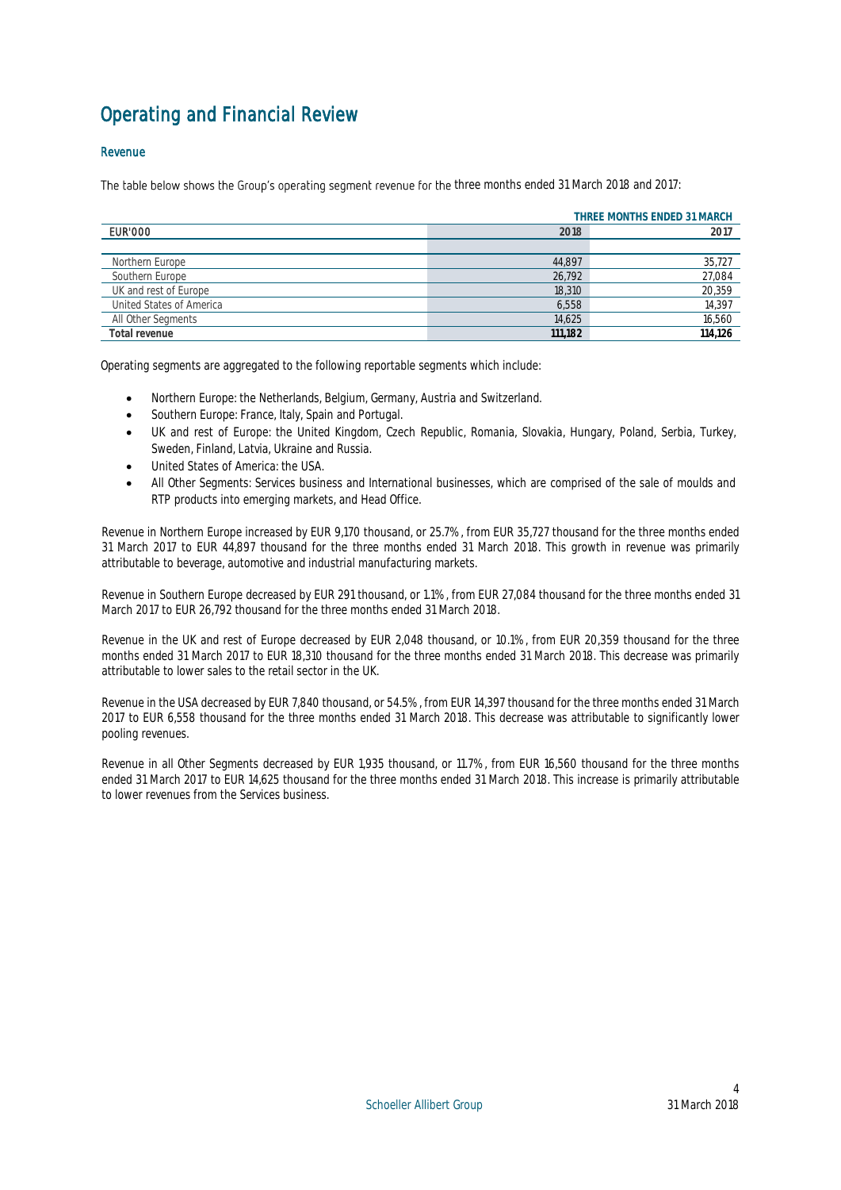# Operating and Financial Review

## Revenue

The table below shows the Group's operating segment revenue for the three months ended 31 March 2018 and 2017:

| | THREE MONTHS ENDED 31 MARCH | |
|---|---|---|
| EUR'000 | 2018 | 2017 |
| Northern Europe | 44,897 | 35,727 |
| Southern Europe | 26,792 | 27,084 |
| UK and rest of Europe | 18,310 | 20,359 |
| United States of America | 6,558 | 14,397 |
| All Other Segments | 14,625 | 16,560 |
| **Total revenue** | **111,182** | **114,126** |

Operating segments are aggregated to the following reportable segments which include:

- Northern Europe: the Netherlands, Belgium, Germany, Austria and Switzerland.
- Southern Europe: France, Italy, Spain and Portugal.
- UK and rest of Europe: the United Kingdom, Czech Republic, Romania, Slovakia, Hungary, Poland, Serbia, Turkey, Sweden, Finland, Latvia, Ukraine and Russia.
- United States of America: the USA.
- All Other Segments: Services business and International businesses, which are comprised of the sale of moulds and RTP products into emerging markets, and Head Office.

Revenue in Northern Europe increased by EUR 9,170 thousand, or 25.7%, from EUR 35,727 thousand for the three months ended 31 March 2017 to EUR 44,897 thousand for the three months ended 31 March 2018. This growth in revenue was primarily attributable to beverage, automotive and industrial manufacturing markets.

Revenue in Southern Europe decreased by EUR 291 thousand, or 1.1%, from EUR 27,084 thousand for the three months ended 31 March 2017 to EUR 26,792 thousand for the three months ended 31 March 2018.

Revenue in the UK and rest of Europe decreased by EUR 2,048 thousand, or 10.1%, from EUR 20,359 thousand for the three months ended 31 March 2017 to EUR 18,310 thousand for the three months ended 31 March 2018. This decrease was primarily attributable to lower sales to the retail sector in the UK.

Revenue in the USA decreased by EUR 7,840 thousand, or 54.5%, from EUR 14,397 thousand for the three months ended 31 March 2017 to EUR 6,558 thousand for the three months ended 31 March 2018. This decrease was attributable to significantly lower pooling revenues.

Revenue in all Other Segments decreased by EUR 1,935 thousand, or 11.7%, from EUR 16,560 thousand for the three months ended 31 March 2017 to EUR 14,625 thousand for the three months ended 31 March 2018. This increase is primarily attributable to lower revenues from the Services business.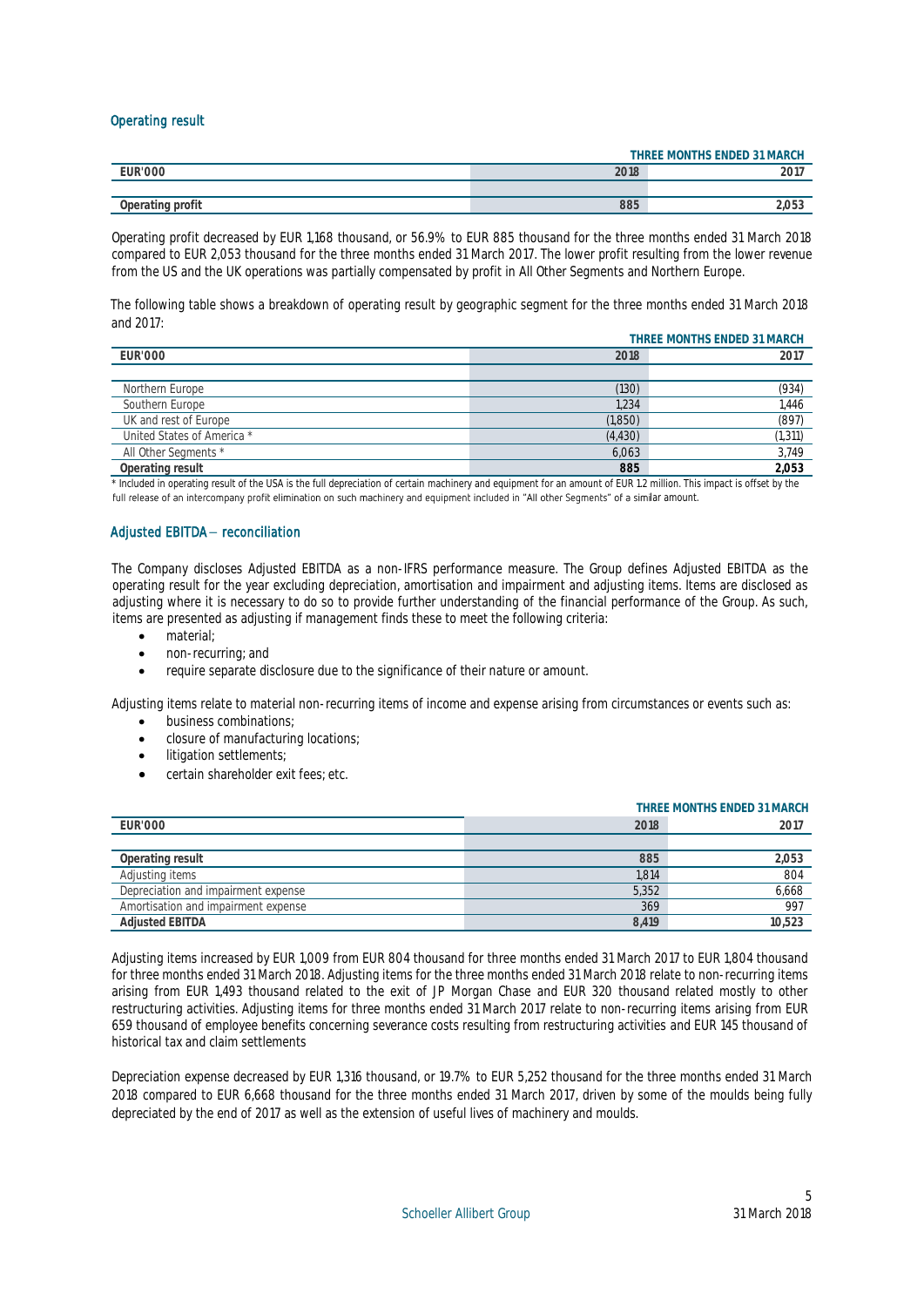### Operating result

| EUR'000 | THREE MONTHS ENDED 31 MARCH 2018 | 2017 |
|---|---|---|
| | | |
| **Operating profit** | 885 | 2,053 |

Operating profit decreased by EUR 1,168 thousand, or 56.9% to EUR 885 thousand for the three months ended 31 March 2018 compared to EUR 2,053 thousand for the three months ended 31 March 2017. The lower profit resulting from the lower revenue from the US and the UK operations was partially compensated by profit in All Other Segments and Northern Europe.

The following table shows a breakdown of operating result by geographic segment for the three months ended 31 March 2018 and 2017:

| EUR'000 | THREE MONTHS ENDED 31 MARCH 2018 | 2017 |
|---|---|---|
| | | |
| Northern Europe | (130) | (934) |
| Southern Europe | 1,234 | 1,446 |
| UK and rest of Europe | (1,850) | (897) |
| United States of America * | (4,430) | (1,311) |
| All Other Segments * | 6,063 | 3,749 |
| **Operating result** | **885** | **2,053** |

\* Included in operating result of the USA is the full depreciation of certain machinery and equipment for an amount of EUR 1.2 million. This impact is offset by the full release of an intercompany profit elimination on such machinery and equipment included in "All other Segments" of a similar amount.

### Adjusted EBITDA – reconciliation

The Company discloses Adjusted EBITDA as a non-IFRS performance measure. The Group defines Adjusted EBITDA as the operating result for the year excluding depreciation, amortisation and impairment and adjusting items. Items are disclosed as adjusting where it is necessary to do so to provide further understanding of the financial performance of the Group. As such, items are presented as adjusting if management finds these to meet the following criteria:

- material;
- non-recurring; and
- require separate disclosure due to the significance of their nature or amount.

Adjusting items relate to material non-recurring items of income and expense arising from circumstances or events such as:

- business combinations;
- closure of manufacturing locations;
- litigation settlements;
- certain shareholder exit fees; etc.

| EUR'000 | THREE MONTHS ENDED 31 MARCH 2018 | 2017 |
|---|---|---|
| | | |
| **Operating result** | 885 | 2,053 |
| Adjusting items | 1,814 | 804 |
| Depreciation and impairment expense | 5,352 | 6,668 |
| Amortisation and impairment expense | 369 | 997 |
| **Adjusted EBITDA** | 8,419 | 10,523 |

Adjusting items increased by EUR 1,009 from EUR 804 thousand for three months ended 31 March 2017 to EUR 1,804 thousand for three months ended 31 March 2018. Adjusting items for the three months ended 31 March 2018 relate to non-recurring items arising from EUR 1,493 thousand related to the exit of JP Morgan Chase and EUR 320 thousand related mostly to other restructuring activities. Adjusting items for three months ended 31 March 2017 relate to non-recurring items arising from EUR 659 thousand of employee benefits concerning severance costs resulting from restructuring activities and EUR 145 thousand of historical tax and claim settlements

Depreciation expense decreased by EUR 1,316 thousand, or 19.7% to EUR 5,252 thousand for the three months ended 31 March 2018 compared to EUR 6,668 thousand for the three months ended 31 March 2017, driven by some of the moulds being fully depreciated by the end of 2017 as well as the extension of useful lives of machinery and moulds.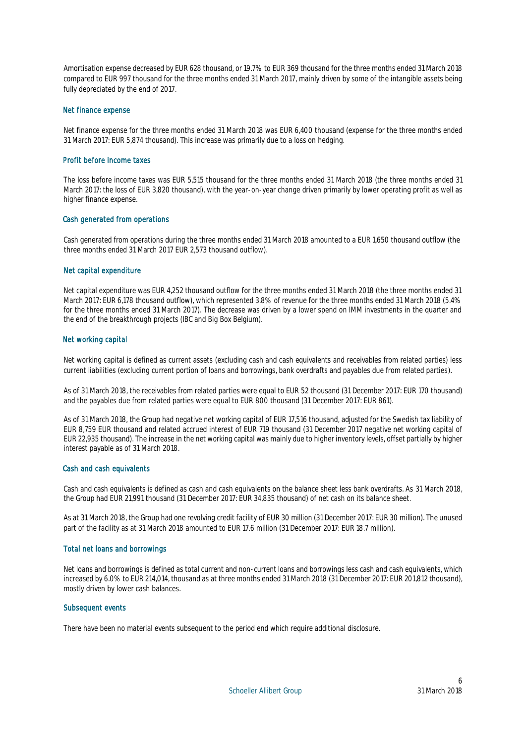Amortisation expense decreased by EUR 628 thousand, or 19.7% to EUR 369 thousand for the three months ended 31 March 2018 compared to EUR 997 thousand for the three months ended 31 March 2017, mainly driven by some of the intangible assets being fully depreciated by the end of 2017.

## Net finance expense

Net finance expense for the three months ended 31 March 2018 was EUR 6,400 thousand (expense for the three months ended 31 March 2017: EUR 5,874 thousand). This increase was primarily due to a loss on hedging.

## Profit before income taxes

The loss before income taxes was EUR 5,515 thousand for the three months ended 31 March 2018 (the three months ended 31 March 2017: the loss of EUR 3,820 thousand), with the year-on-year change driven primarily by lower operating profit as well as higher finance expense.

## Cash generated from operations

Cash generated from operations during the three months ended 31 March 2018 amounted to a EUR 1,650 thousand outflow (the three months ended 31 March 2017 EUR 2,573 thousand outflow).

## Net capital expenditure

Net capital expenditure was EUR 4,252 thousand outflow for the three months ended 31 March 2018 (the three months ended 31 March 2017: EUR 6,178 thousand outflow), which represented 3.8% of revenue for the three months ended 31 March 2018 (5.4% for the three months ended 31 March 2017). The decrease was driven by a lower spend on IMM investments in the quarter and the end of the breakthrough projects (IBC and Big Box Belgium).

## Net working capital

Net working capital is defined as current assets (excluding cash and cash equivalents and receivables from related parties) less current liabilities (excluding current portion of loans and borrowings, bank overdrafts and payables due from related parties).

As of 31 March 2018, the receivables from related parties were equal to EUR 52 thousand (31 December 2017: EUR 170 thousand) and the payables due from related parties were equal to EUR 800 thousand (31 December 2017: EUR 861).

As of 31 March 2018, the Group had negative net working capital of EUR 17,516 thousand, adjusted for the Swedish tax liability of EUR 8,759 EUR thousand and related accrued interest of EUR 719 thousand (31 December 2017 negative net working capital of EUR 22,935 thousand). The increase in the net working capital was mainly due to higher inventory levels, offset partially by higher interest payable as of 31 March 2018.

## Cash and cash equivalents

Cash and cash equivalents is defined as cash and cash equivalents on the balance sheet less bank overdrafts. As 31 March 2018, the Group had EUR 21,991 thousand (31 December 2017: EUR 34,835 thousand) of net cash on its balance sheet.

As at 31 March 2018, the Group had one revolving credit facility of EUR 30 million (31 December 2017: EUR 30 million). The unused part of the facility as at 31 March 2018 amounted to EUR 17.6 million (31 December 2017: EUR 18.7 million).

## Total net loans and borrowings

Net loans and borrowings is defined as total current and non-current loans and borrowings less cash and cash equivalents, which increased by 6.0% to EUR 214,014, thousand as at three months ended 31 March 2018 (31 December 2017: EUR 201,812 thousand), mostly driven by lower cash balances.

## Subsequent events

There have been no material events subsequent to the period end which require additional disclosure.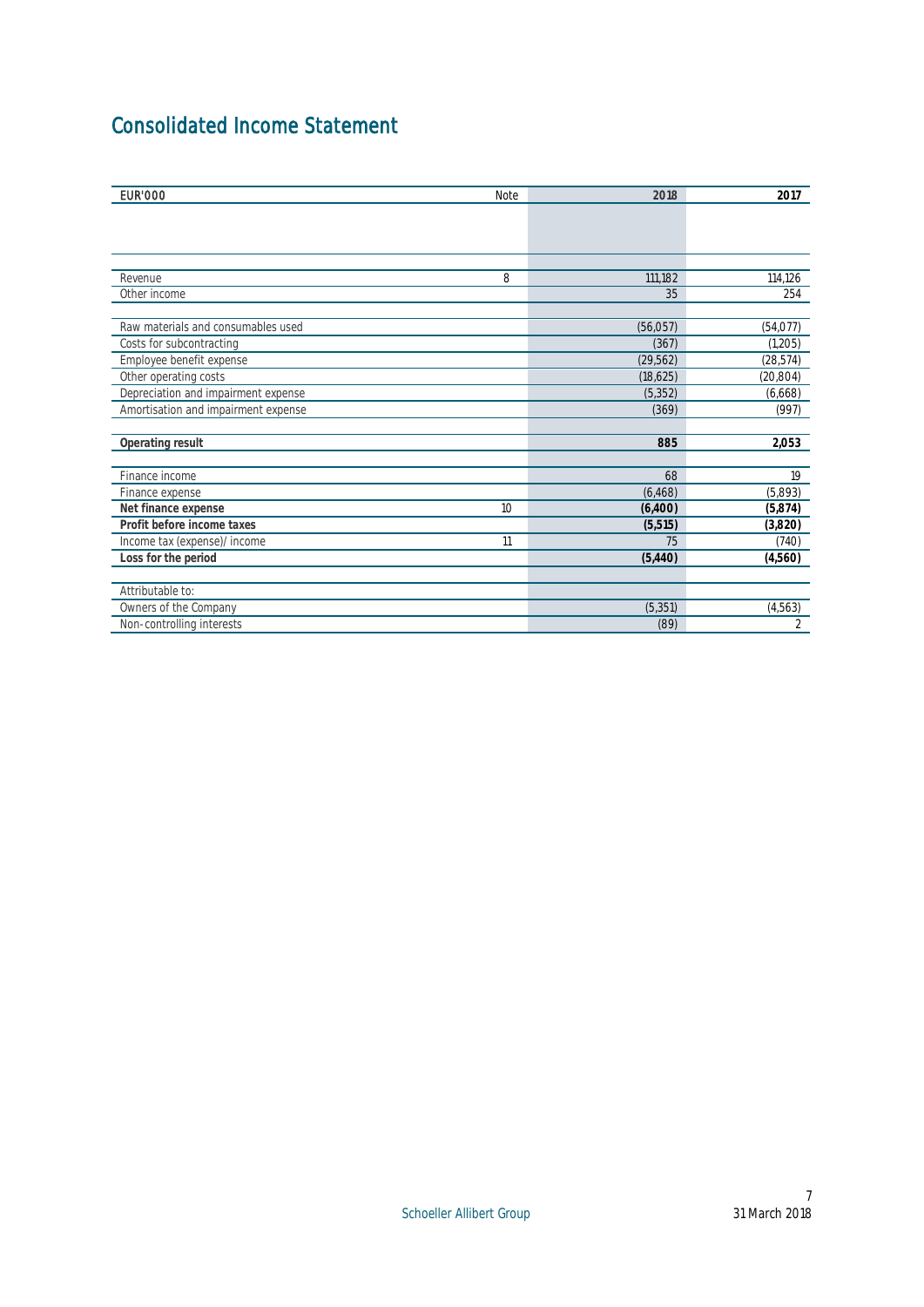# Consolidated Income Statement

| EUR'000 | Note | 2018 | 2017 |
|---|---|---|---|
| Revenue | 8 | 111,182 | 114,126 |
| Other income | | 35 | 254 |
| Raw materials and consumables used | | (56,057) | (54,077) |
| Costs for subcontracting | | (367) | (1,205) |
| Employee benefit expense | | (29,562) | (28,574) |
| Other operating costs | | (18,625) | (20,804) |
| Depreciation and impairment expense | | (5,352) | (6,668) |
| Amortisation and impairment expense | | (369) | (997) |
| **Operating result** | | **885** | **2,053** |
| Finance income | | 68 | 19 |
| Finance expense | | (6,468) | (5,893) |
| **Net finance expense** | 10 | **(6,400)** | **(5,874)** |
| **Profit before income taxes** | | **(5,515)** | **(3,820)** |
| Income tax (expense)/ income | 11 | 75 | (740) |
| **Loss for the period** | | **(5,440)** | **(4,560)** |
| Attributable to: | | | |
| Owners of the Company | | (5,351) | (4,563) |
| Non-controlling interests | | (89) | 2 |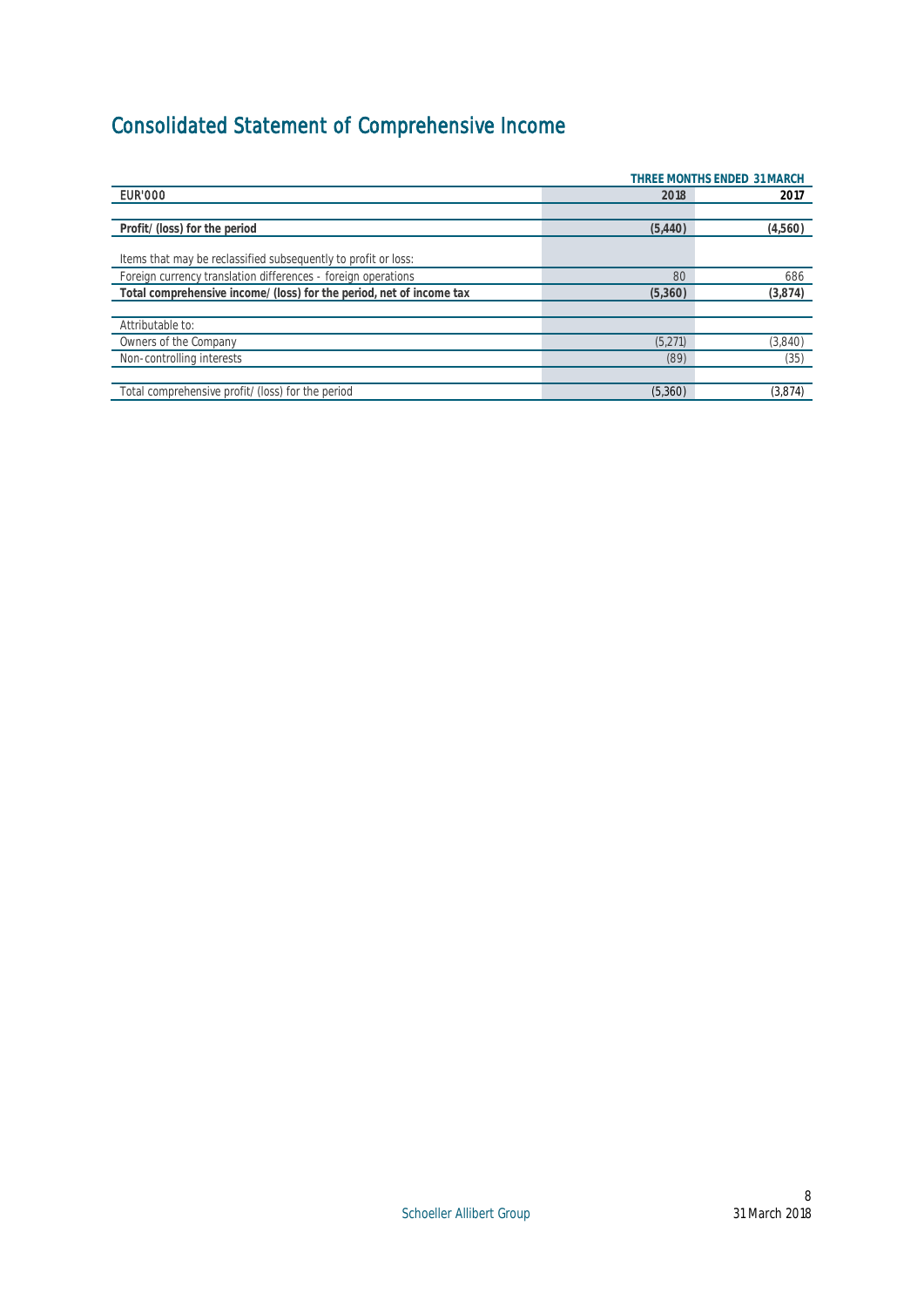# Consolidated Statement of Comprehensive Income

| | THREE MONTHS ENDED 31 MARCH | |
|---|---|---|
| EUR'000 | 2018 | 2017 |
| | | |
| **Profit/ (loss) for the period** | **(5,440)** | **(4,560)** |
| | | |
| Items that may be reclassified subsequently to profit or loss: | | |
| Foreign currency translation differences - foreign operations | 80 | 686 |
| **Total comprehensive income/ (loss) for the period, net of income tax** | **(5,360)** | **(3,874)** |
| | | |
| Attributable to: | | |
| Owners of the Company | (5,271) | (3,840) |
| Non-controlling interests | (89) | (35) |
| | | |
| Total comprehensive profit/ (loss) for the period | (5,360) | (3,874) |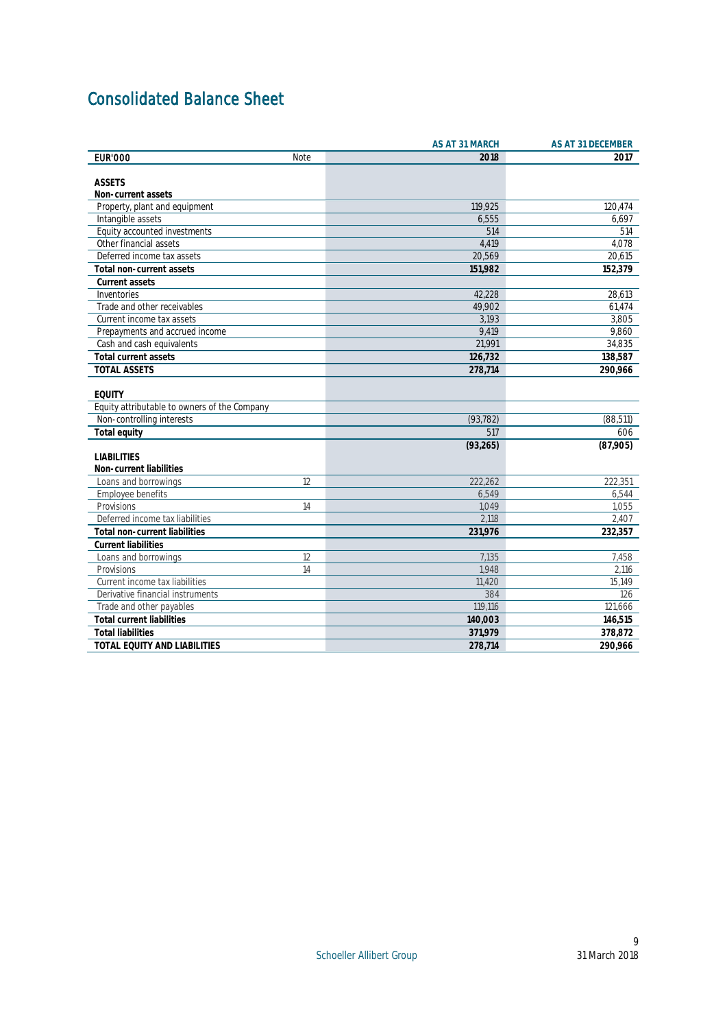# Consolidated Balance Sheet

| EUR'000 | Note | AS AT 31 MARCH 2018 | AS AT 31 DECEMBER 2017 |
|---|---|---|---|
| **ASSETS** | | | |
| **Non-current assets** | | | |
| Property, plant and equipment | | 119,925 | 120,474 |
| Intangible assets | | 6,555 | 6,697 |
| Equity accounted investments | | 514 | 514 |
| Other financial assets | | 4,419 | 4,078 |
| Deferred income tax assets | | 20,569 | 20,615 |
| **Total non-current assets** | | **151,982** | **152,379** |
| **Current assets** | | | |
| Inventories | | 42,228 | 28,613 |
| Trade and other receivables | | 49,902 | 61,474 |
| Current income tax assets | | 3,193 | 3,805 |
| Prepayments and accrued income | | 9,419 | 9,860 |
| Cash and cash equivalents | | 21,991 | 34,835 |
| **Total current assets** | | **126,732** | **138,587** |
| **TOTAL ASSETS** | | **278,714** | **290,966** |
| **EQUITY** | | | |
| Equity attributable to owners of the Company | | | |
| Non-controlling interests | | (93,782) | (88,511) |
| **Total equity** | | 517 | 606 |
| | | **(93,265)** | **(87,905)** |
| **LIABILITIES** | | | |
| **Non-current liabilities** | | | |
| Loans and borrowings | 12 | 222,262 | 222,351 |
| Employee benefits | | 6,549 | 6,544 |
| Provisions | 14 | 1,049 | 1,055 |
| Deferred income tax liabilities | | 2,118 | 2,407 |
| **Total non-current liabilities** | | **231,976** | **232,357** |
| **Current liabilities** | | | |
| Loans and borrowings | 12 | 7,135 | 7,458 |
| Provisions | 14 | 1,948 | 2,116 |
| Current income tax liabilities | | 11,420 | 15,149 |
| Derivative financial instruments | | 384 | 126 |
| Trade and other payables | | 119,116 | 121,666 |
| **Total current liabilities** | | **140,003** | **146,515** |
| **Total liabilities** | | **371,979** | **378,872** |
| **TOTAL EQUITY AND LIABILITIES** | | **278,714** | **290,966** |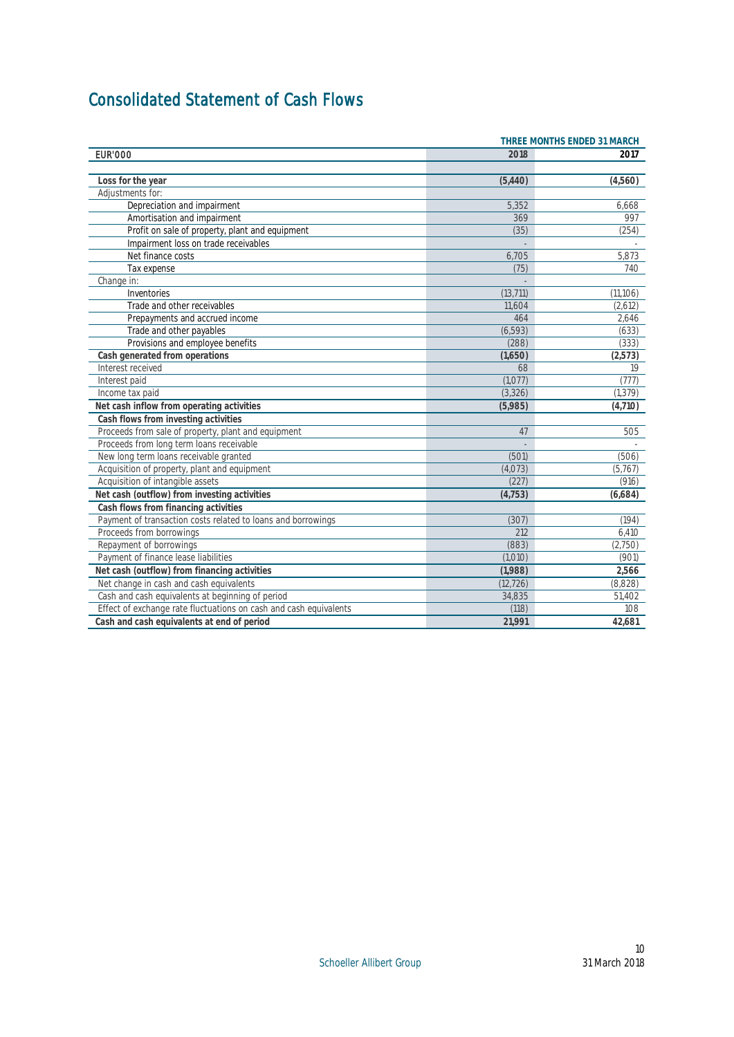# Consolidated Statement of Cash Flows

| | THREE MONTHS ENDED 31 MARCH | |
|---|---|---|
| EUR'000 | 2018 | 2017 |
| | | |
| **Loss for the year** | **(5,440)** | **(4,560)** |
| Adjustments for: | | |
| Depreciation and impairment | 5,352 | 6,668 |
| Amortisation and impairment | 369 | 997 |
| Profit on sale of property, plant and equipment | (35) | (254) |
| Impairment loss on trade receivables | - | - |
| Net finance costs | 6,705 | 5,873 |
| Tax expense | (75) | 740 |
| Change in: | - | |
| Inventories | (13,711) | (11,106) |
| Trade and other receivables | 11,604 | (2,612) |
| Prepayments and accrued income | 464 | 2,646 |
| Trade and other payables | (6,593) | (633) |
| Provisions and employee benefits | (288) | (333) |
| **Cash generated from operations** | **(1,650)** | **(2,573)** |
| Interest received | 68 | 19 |
| Interest paid | (1,077) | (777) |
| Income tax paid | (3,326) | (1,379) |
| **Net cash inflow from operating activities** | **(5,985)** | **(4,710)** |
| **Cash flows from investing activities** | | |
| Proceeds from sale of property, plant and equipment | 47 | 505 |
| Proceeds from long term loans receivable | - | - |
| New long term loans receivable granted | (501) | (506) |
| Acquisition of property, plant and equipment | (4,073) | (5,767) |
| Acquisition of intangible assets | (227) | (916) |
| **Net cash (outflow) from investing activities** | **(4,753)** | **(6,684)** |
| **Cash flows from financing activities** | | |
| Payment of transaction costs related to loans and borrowings | (307) | (194) |
| Proceeds from borrowings | 212 | 6,410 |
| Repayment of borrowings | (883) | (2,750) |
| Payment of finance lease liabilities | (1,010) | (901) |
| **Net cash (outflow) from financing activities** | **(1,988)** | **2,566** |
| Net change in cash and cash equivalents | (12,726) | (8,828) |
| Cash and cash equivalents at beginning of period | 34,835 | 51,402 |
| Effect of exchange rate fluctuations on cash and cash equivalents | (118) | 108 |
| **Cash and cash equivalents at end of period** | **21,991** | **42,681** |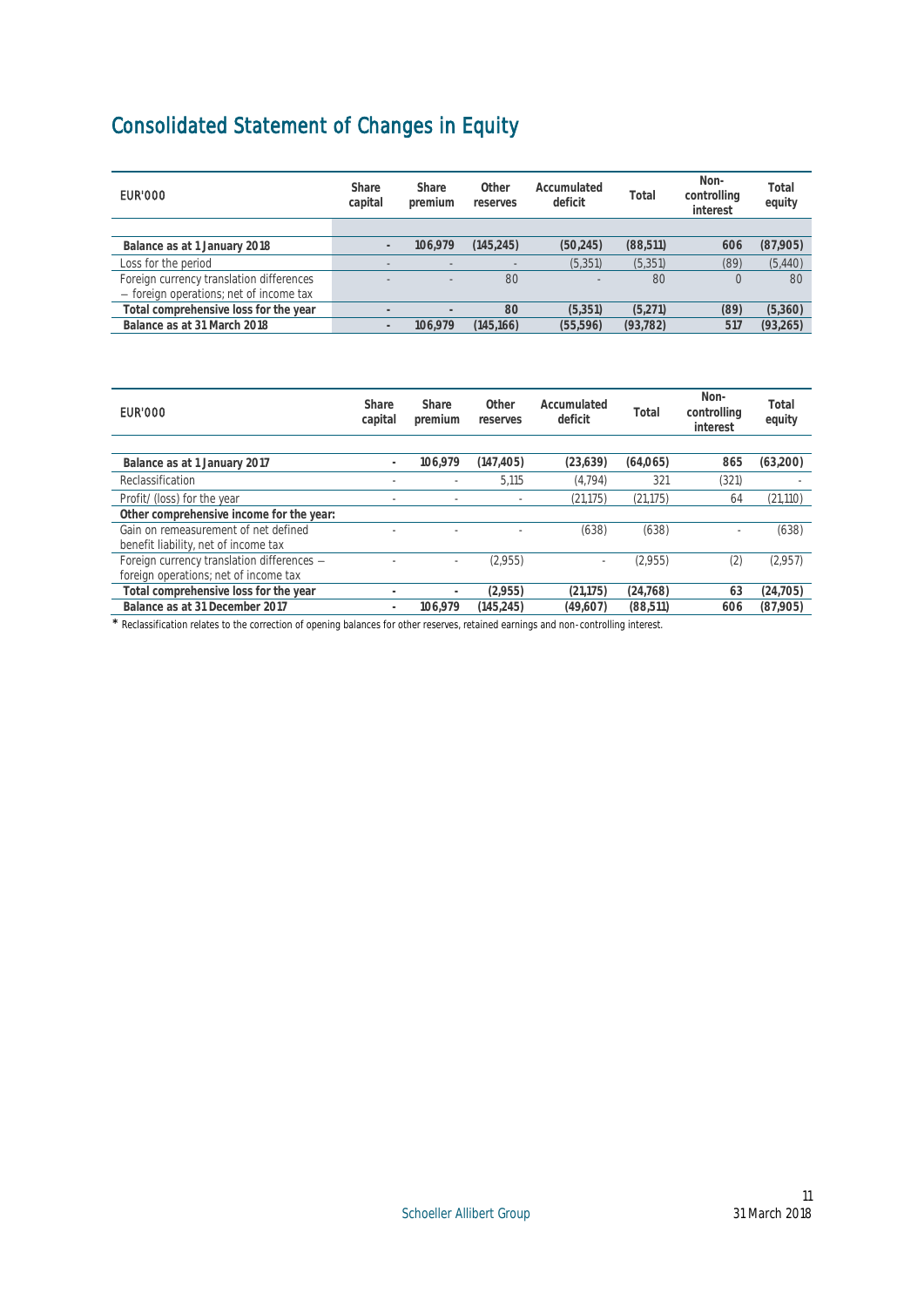# Consolidated Statement of Changes in Equity

| EUR'000 | Share capital | Share premium | Other reserves | Accumulated deficit | Total | Non-controlling interest | Total equity |
|---|---|---|---|---|---|---|---|
| **Balance as at 1 January 2018** | **-** | **106,979** | **(145,245)** | **(50,245)** | **(88,511)** | **606** | **(87,905)** |
| Loss for the period | - | - | - | (5,351) | (5,351) | (89) | (5,440) |
| Foreign currency translation differences – foreign operations; net of income tax | - | - | 80 | - | 80 | 0 | 80 |
| **Total comprehensive loss for the year** | **-** | **-** | **80** | **(5,351)** | **(5,271)** | **(89)** | **(5,360)** |
| **Balance as at 31 March 2018** | **-** | **106,979** | **(145,166)** | **(55,596)** | **(93,782)** | **517** | **(93,265)** |

| EUR'000 | Share capital | Share premium | Other reserves | Accumulated deficit | Total | Non-controlling interest | Total equity |
|---|---|---|---|---|---|---|---|
| **Balance as at 1 January 2017** | **-** | **106,979** | **(147,405)** | **(23,639)** | **(64,065)** | **865** | **(63,200)** |
| Reclassification | - | - | 5,115 | (4,794) | 321 | (321) | - |
| Profit/ (loss) for the year | - | - | - | (21,175) | (21,175) | 64 | (21,110) |
| **Other comprehensive income for the year:** | | | | | | | |
| Gain on remeasurement of net defined benefit liability, net of income tax | - | - | - | (638) | (638) | - | (638) |
| Foreign currency translation differences – foreign operations; net of income tax | - | - | (2,955) | - | (2,955) | (2) | (2,957) |
| **Total comprehensive loss for the year** | **-** | **-** | **(2,955)** | **(21,175)** | **(24,768)** | **63** | **(24,705)** |
| **Balance as at 31 December 2017** | **-** | **106,979** | **(145,245)** | **(49,607)** | **(88,511)** | **606** | **(87,905)** |

* Reclassification relates to the correction of opening balances for other reserves, retained earnings and non-controlling interest.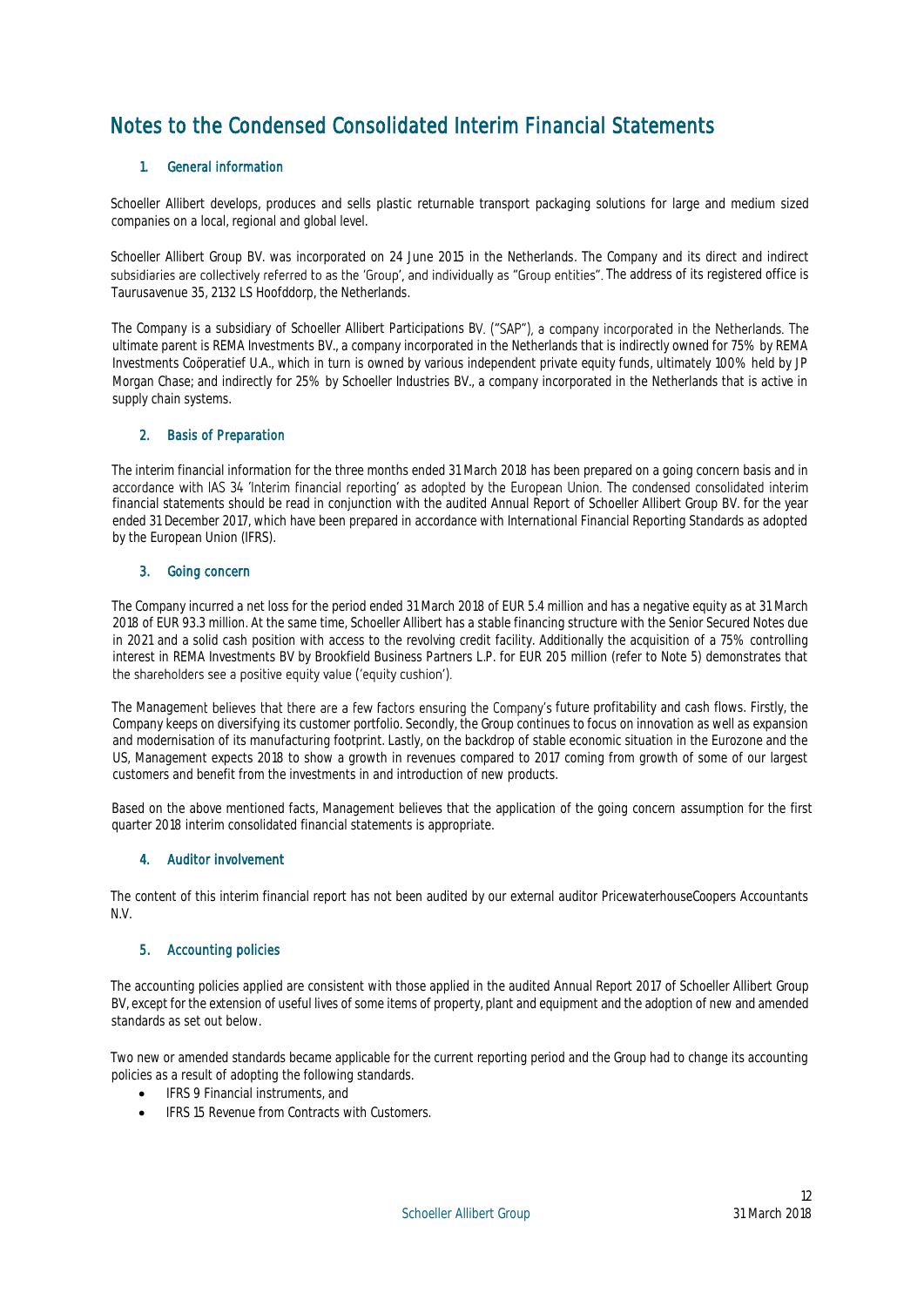# Notes to the Condensed Consolidated Interim Financial Statements

## 1. General information

Schoeller Allibert develops, produces and sells plastic returnable transport packaging solutions for large and medium sized companies on a local, regional and global level.

Schoeller Allibert Group BV. was incorporated on 24 June 2015 in the Netherlands. The Company and its direct and indirect subsidiaries are collectively referred to as the 'Group', and individually as "Group entities". The address of its registered office is Taurusavenue 35, 2132 LS Hoofddorp, the Netherlands.

The Company is a subsidiary of Schoeller Allibert Participations BV. ("SAP"), a company incorporated in the Netherlands. The ultimate parent is REMA Investments BV., a company incorporated in the Netherlands that is indirectly owned for 75% by REMA Investments Coöperatief U.A., which in turn is owned by various independent private equity funds, ultimately 100% held by JP Morgan Chase; and indirectly for 25% by Schoeller Industries BV., a company incorporated in the Netherlands that is active in supply chain systems.

## 2. Basis of Preparation

The interim financial information for the three months ended 31 March 2018 has been prepared on a going concern basis and in accordance with IAS 34 'Interim financial reporting' as adopted by the European Union. The condensed consolidated interim financial statements should be read in conjunction with the audited Annual Report of Schoeller Allibert Group BV. for the year ended 31 December 2017, which have been prepared in accordance with International Financial Reporting Standards as adopted by the European Union (IFRS).

## 3. Going concern

The Company incurred a net loss for the period ended 31 March 2018 of EUR 5.4 million and has a negative equity as at 31 March 2018 of EUR 93.3 million. At the same time, Schoeller Allibert has a stable financing structure with the Senior Secured Notes due in 2021 and a solid cash position with access to the revolving credit facility. Additionally the acquisition of a 75% controlling interest in REMA Investments BV by Brookfield Business Partners L.P. for EUR 205 million (refer to Note 5) demonstrates that the shareholders see a positive equity value ('equity cushion').

The Management believes that there are a few factors ensuring the Company's future profitability and cash flows. Firstly, the Company keeps on diversifying its customer portfolio. Secondly, the Group continues to focus on innovation as well as expansion and modernisation of its manufacturing footprint. Lastly, on the backdrop of stable economic situation in the Eurozone and the US, Management expects 2018 to show a growth in revenues compared to 2017 coming from growth of some of our largest customers and benefit from the investments in and introduction of new products.

Based on the above mentioned facts, Management believes that the application of the going concern assumption for the first quarter 2018 interim consolidated financial statements is appropriate.

## 4. Auditor involvement

The content of this interim financial report has not been audited by our external auditor PricewaterhouseCoopers Accountants N.V.

## 5. Accounting policies

The accounting policies applied are consistent with those applied in the audited Annual Report 2017 of Schoeller Allibert Group BV, except for the extension of useful lives of some items of property, plant and equipment and the adoption of new and amended standards as set out below.

Two new or amended standards became applicable for the current reporting period and the Group had to change its accounting policies as a result of adopting the following standards.

- IFRS 9 Financial instruments, and
- IFRS 15 Revenue from Contracts with Customers.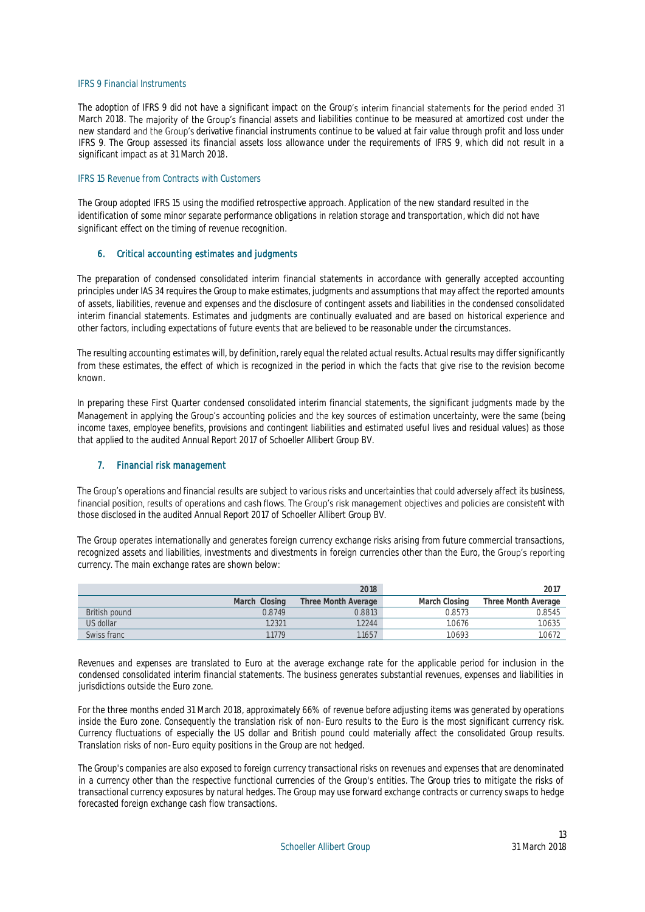### IFRS 9 Financial Instruments

The adoption of IFRS 9 did not have a significant impact on the Group's interim financial statements for the period ended 31 March 2018. The majority of the Group's financial assets and liabilities continue to be measured at amortized cost under the new standard and the Group's derivative financial instruments continue to be valued at fair value through profit and loss under IFRS 9. The Group assessed its financial assets loss allowance under the requirements of IFRS 9, which did not result in a significant impact as at 31 March 2018.

### IFRS 15 Revenue from Contracts with Customers

The Group adopted IFRS 15 using the modified retrospective approach. Application of the new standard resulted in the identification of some minor separate performance obligations in relation storage and transportation, which did not have significant effect on the timing of revenue recognition.

## 6. Critical accounting estimates and judgments

The preparation of condensed consolidated interim financial statements in accordance with generally accepted accounting principles under IAS 34 requires the Group to make estimates, judgments and assumptions that may affect the reported amounts of assets, liabilities, revenue and expenses and the disclosure of contingent assets and liabilities in the condensed consolidated interim financial statements. Estimates and judgments are continually evaluated and are based on historical experience and other factors, including expectations of future events that are believed to be reasonable under the circumstances.

The resulting accounting estimates will, by definition, rarely equal the related actual results. Actual results may differ significantly from these estimates, the effect of which is recognized in the period in which the facts that give rise to the revision become known.

In preparing these First Quarter condensed consolidated interim financial statements, the significant judgments made by the Management in applying the Group's accounting policies and the key sources of estimation uncertainty, were the same (being income taxes, employee benefits, provisions and contingent liabilities and estimated useful lives and residual values) as those that applied to the audited Annual Report 2017 of Schoeller Allibert Group BV.

## 7. Financial risk management

The Group's operations and financial results are subject to various risks and uncertainties that could adversely affect its business, financial position, results of operations and cash flows. The Group's risk management objectives and policies are consistent with those disclosed in the audited Annual Report 2017 of Schoeller Allibert Group BV.

The Group operates internationally and generates foreign currency exchange risks arising from future commercial transactions, recognized assets and liabilities, investments and divestments in foreign currencies other than the Euro, the Group's reporting currency. The main exchange rates are shown below:

| | 2018 | | 2017 | |
|---|---|---|---|---|
| | March Closing | Three Month Average | March Closing | Three Month Average |
| British pound | 0.8749 | 0.8813 | 0.8573 | 0.8545 |
| US dollar | 1.2321 | 1.2244 | 1.0676 | 1.0635 |
| Swiss franc | 1.1779 | 1.1657 | 1.0693 | 1.0672 |

Revenues and expenses are translated to Euro at the average exchange rate for the applicable period for inclusion in the condensed consolidated interim financial statements. The business generates substantial revenues, expenses and liabilities in jurisdictions outside the Euro zone.

For the three months ended 31 March 2018, approximately 66% of revenue before adjusting items was generated by operations inside the Euro zone. Consequently the translation risk of non-Euro results to the Euro is the most significant currency risk. Currency fluctuations of especially the US dollar and British pound could materially affect the consolidated Group results. Translation risks of non-Euro equity positions in the Group are not hedged.

The Group's companies are also exposed to foreign currency transactional risks on revenues and expenses that are denominated in a currency other than the respective functional currencies of the Group's entities. The Group tries to mitigate the risks of transactional currency exposures by natural hedges. The Group may use forward exchange contracts or currency swaps to hedge forecasted foreign exchange cash flow transactions.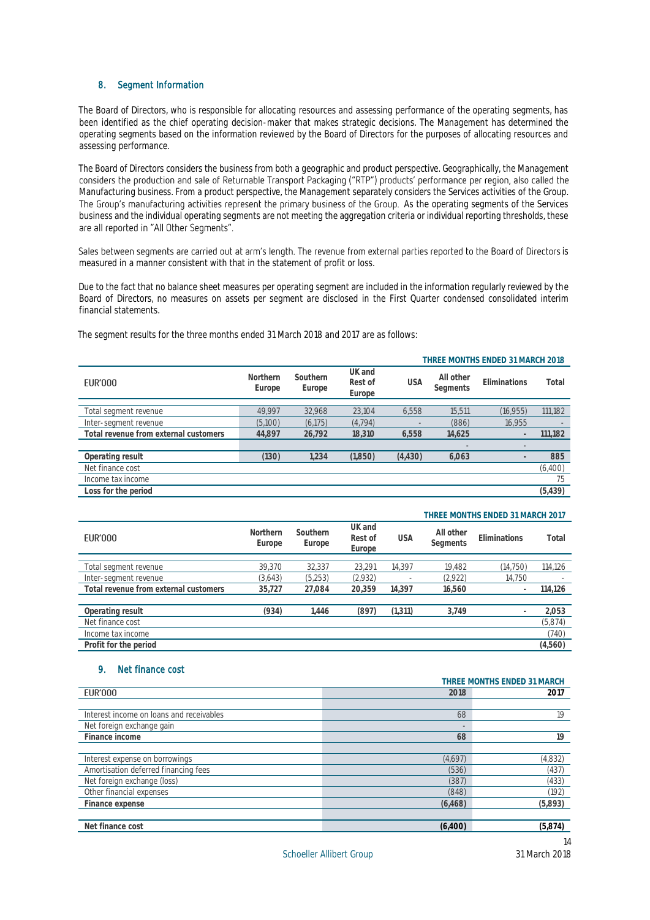## 8. Segment Information

The Board of Directors, who is responsible for allocating resources and assessing performance of the operating segments, has been identified as the chief operating decision-maker that makes strategic decisions. The Management has determined the operating segments based on the information reviewed by the Board of Directors for the purposes of allocating resources and assessing performance.

The Board of Directors considers the business from both a geographic and product perspective. Geographically, the Management considers the production and sale of Returnable Transport Packaging ("RTP") products' performance per region, also called the Manufacturing business. From a product perspective, the Management separately considers the Services activities of the Group. The Group's manufacturing activities represent the primary business of the Group. As the operating segments of the Services business and the individual operating segments are not meeting the aggregation criteria or individual reporting thresholds, these are all reported in "All Other Segments".

Sales between segments are carried out at arm's length. The revenue from external parties reported to the Board of Directors is measured in a manner consistent with that in the statement of profit or loss.

Due to the fact that no balance sheet measures per operating segment are included in the information regularly reviewed by the Board of Directors, no measures on assets per segment are disclosed in the First Quarter condensed consolidated interim financial statements.

The segment results for the three months ended 31 March 2018 and 2017 are as follows:

| THREE MONTHS ENDED 31 MARCH 2018 | | | | | | | |
|---|---|---|---|---|---|---|---|
| EUR'000 | Northern Europe | Southern Europe | UK and Rest of Europe | USA | All other Segments | Eliminations | Total |
| Total segment revenue | 49,997 | 32,968 | 23,104 | 6,558 | 15,511 | (16,955) | 111,182 |
| Inter-segment revenue | (5,100) | (6,175) | (4,794) | - | (886) | 16,955 | - |
| **Total revenue from external customers** | **44,897** | **26,792** | **18,310** | **6,558** | **14,625** | **-** | **111,182** |
| | | | | | - | - | |
| **Operating result** | **(130)** | **1,234** | **(1,850)** | **(4,430)** | **6,063** | **-** | **885** |
| Net finance cost | | | | | | | (6,400) |
| Income tax income | | | | | | | 75 |
| **Loss for the period** | | | | | | | **(5,439)** |

| THREE MONTHS ENDED 31 MARCH 2017 | | | | | | | |
|---|---|---|---|---|---|---|---|
| EUR'000 | Northern Europe | Southern Europe | UK and Rest of Europe | USA | All other Segments | Eliminations | Total |
| Total segment revenue | 39,370 | 32,337 | 23,291 | 14,397 | 19,482 | (14,750) | 114,126 |
| Inter-segment revenue | (3,643) | (5,253) | (2,932) | - | (2,922) | 14,750 | - |
| **Total revenue from external customers** | **35,727** | **27,084** | **20,359** | **14,397** | **16,560** | **-** | **114,126** |
| | | | | | | | |
| **Operating result** | **(934)** | **1,446** | **(897)** | **(1,311)** | **3,749** | **-** | **2,053** |
| Net finance cost | | | | | | | (5,874) |
| Income tax income | | | | | | | (740) |
| **Profit for the period** | | | | | | | **(4,560)** |

## 9. Net finance cost

| | THREE MONTHS ENDED 31 MARCH | |
|---|---|---|
| EUR'000 | 2018 | 2017 |
| | | |
| Interest income on loans and receivables | 68 | 19 |
| Net foreign exchange gain | - | |
| **Finance income** | **68** | **19** |
| | | |
| Interest expense on borrowings | (4,697) | (4,832) |
| Amortisation deferred financing fees | (536) | (437) |
| Net foreign exchange (loss) | (387) | (433) |
| Other financial expenses | (848) | (192) |
| **Finance expense** | **(6,468)** | **(5,893)** |
| | | |
| **Net finance cost** | **(6,400)** | **(5,874)** |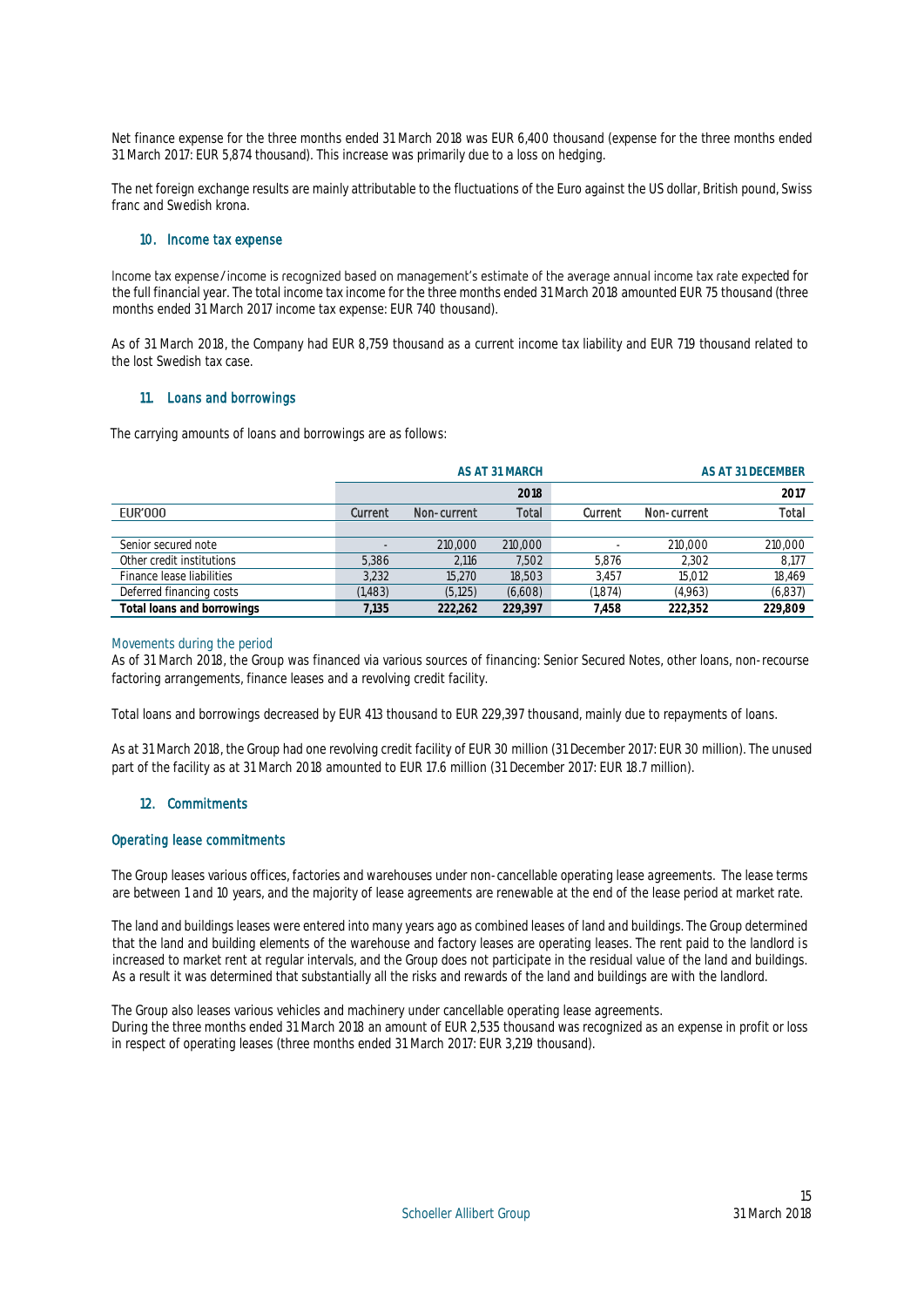Net finance expense for the three months ended 31 March 2018 was EUR 6,400 thousand (expense for the three months ended 31 March 2017: EUR 5,874 thousand). This increase was primarily due to a loss on hedging.

The net foreign exchange results are mainly attributable to the fluctuations of the Euro against the US dollar, British pound, Swiss franc and Swedish krona.

## 10. Income tax expense

Income tax expense / income is recognized based on management's estimate of the average annual income tax rate expected for the full financial year. The total income tax income for the three months ended 31 March 2018 amounted EUR 75 thousand (three months ended 31 March 2017 income tax expense: EUR 740 thousand).

As of 31 March 2018, the Company had EUR 8,759 thousand as a current income tax liability and EUR 719 thousand related to the lost Swedish tax case.

## 11. Loans and borrowings

The carrying amounts of loans and borrowings are as follows:

| | AS AT 31 MARCH | | | AS AT 31 DECEMBER | | |
|---|---|---|---|---|---|---|
| | | | 2018 | | | 2017 |
| EUR'000 | Current | Non-current | Total | Current | Non-current | Total |
| Senior secured note | - | 210,000 | 210,000 | - | 210,000 | 210,000 |
| Other credit institutions | 5,386 | 2,116 | 7,502 | 5,876 | 2,302 | 8,177 |
| Finance lease liabilities | 3,232 | 15,270 | 18,503 | 3,457 | 15,012 | 18,469 |
| Deferred financing costs | (1,483) | (5,125) | (6,608) | (1,874) | (4,963) | (6,837) |
| **Total loans and borrowings** | **7,135** | **222,262** | **229,397** | **7,458** | **222,352** | **229,809** |

### Movements during the period

As of 31 March 2018, the Group was financed via various sources of financing: Senior Secured Notes, other loans, non-recourse factoring arrangements, finance leases and a revolving credit facility.

Total loans and borrowings decreased by EUR 413 thousand to EUR 229,397 thousand, mainly due to repayments of loans.

As at 31 March 2018, the Group had one revolving credit facility of EUR 30 million (31 December 2017: EUR 30 million). The unused part of the facility as at 31 March 2018 amounted to EUR 17.6 million (31 December 2017: EUR 18.7 million).

## 12. Commitments

### Operating lease commitments

The Group leases various offices, factories and warehouses under non-cancellable operating lease agreements. The lease terms are between 1 and 10 years, and the majority of lease agreements are renewable at the end of the lease period at market rate.

The land and buildings leases were entered into many years ago as combined leases of land and buildings. The Group determined that the land and building elements of the warehouse and factory leases are operating leases. The rent paid to the landlord is increased to market rent at regular intervals, and the Group does not participate in the residual value of the land and buildings. As a result it was determined that substantially all the risks and rewards of the land and buildings are with the landlord.

The Group also leases various vehicles and machinery under cancellable operating lease agreements.
During the three months ended 31 March 2018 an amount of EUR 2,535 thousand was recognized as an expense in profit or loss in respect of operating leases (three months ended 31 March 2017: EUR 3,219 thousand).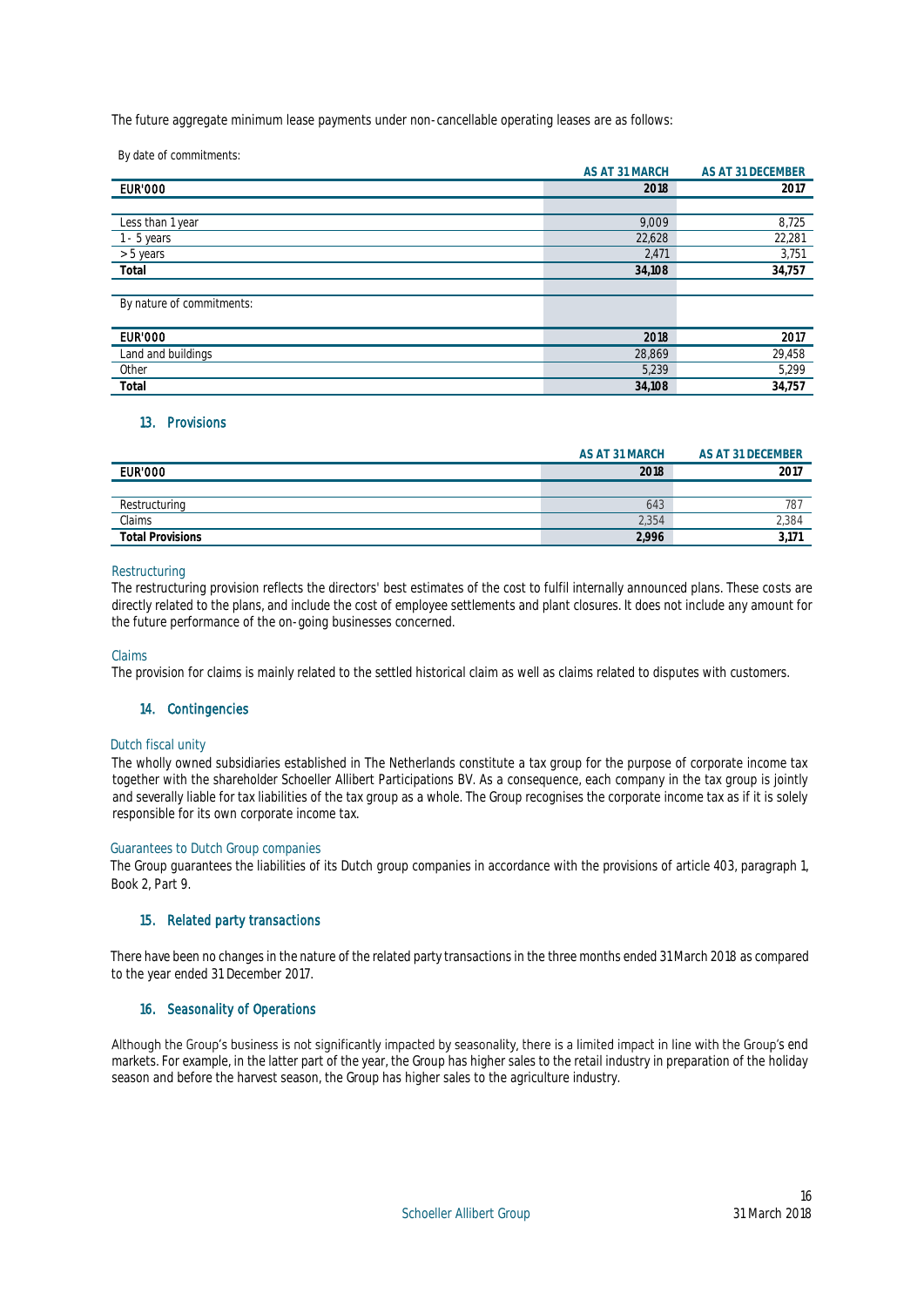The future aggregate minimum lease payments under non-cancellable operating leases are as follows:

By date of commitments:

| | AS AT 31 MARCH | AS AT 31 DECEMBER |
|---|---|---|
| **EUR'000** | **2018** | **2017** |
| Less than 1 year | 9,009 | 8,725 |
| 1 - 5 years | 22,628 | 22,281 |
| > 5 years | 2,471 | 3,751 |
| **Total** | **34,108** | **34,757** |

By nature of commitments:

| **EUR'000** | **2018** | **2017** |
|---|---|---|
| Land and buildings | 28,869 | 29,458 |
| Other | 5,239 | 5,299 |
| **Total** | **34,108** | **34,757** |

## 13. Provisions

| | AS AT 31 MARCH | AS AT 31 DECEMBER |
|---|---|---|
| **EUR'000** | **2018** | **2017** |
| Restructuring | 643 | 787 |
| Claims | 2,354 | 2,384 |
| **Total Provisions** | **2,996** | **3,171** |

### Restructuring

The restructuring provision reflects the directors' best estimates of the cost to fulfil internally announced plans. These costs are directly related to the plans, and include the cost of employee settlements and plant closures. It does not include any amount for the future performance of the on-going businesses concerned.

### Claims

The provision for claims is mainly related to the settled historical claim as well as claims related to disputes with customers.

## 14. Contingencies

### Dutch fiscal unity

The wholly owned subsidiaries established in The Netherlands constitute a tax group for the purpose of corporate income tax together with the shareholder Schoeller Allibert Participations BV. As a consequence, each company in the tax group is jointly and severally liable for tax liabilities of the tax group as a whole. The Group recognises the corporate income tax as if it is solely responsible for its own corporate income tax.

### Guarantees to Dutch Group companies

The Group guarantees the liabilities of its Dutch group companies in accordance with the provisions of article 403, paragraph 1, Book 2, Part 9.

## 15. Related party transactions

There have been no changes in the nature of the related party transactions in the three months ended 31 March 2018 as compared to the year ended 31 December 2017.

## 16. Seasonality of Operations

Although the Group's business is not significantly impacted by seasonality, there is a limited impact in line with the Group's end markets. For example, in the latter part of the year, the Group has higher sales to the retail industry in preparation of the holiday season and before the harvest season, the Group has higher sales to the agriculture industry.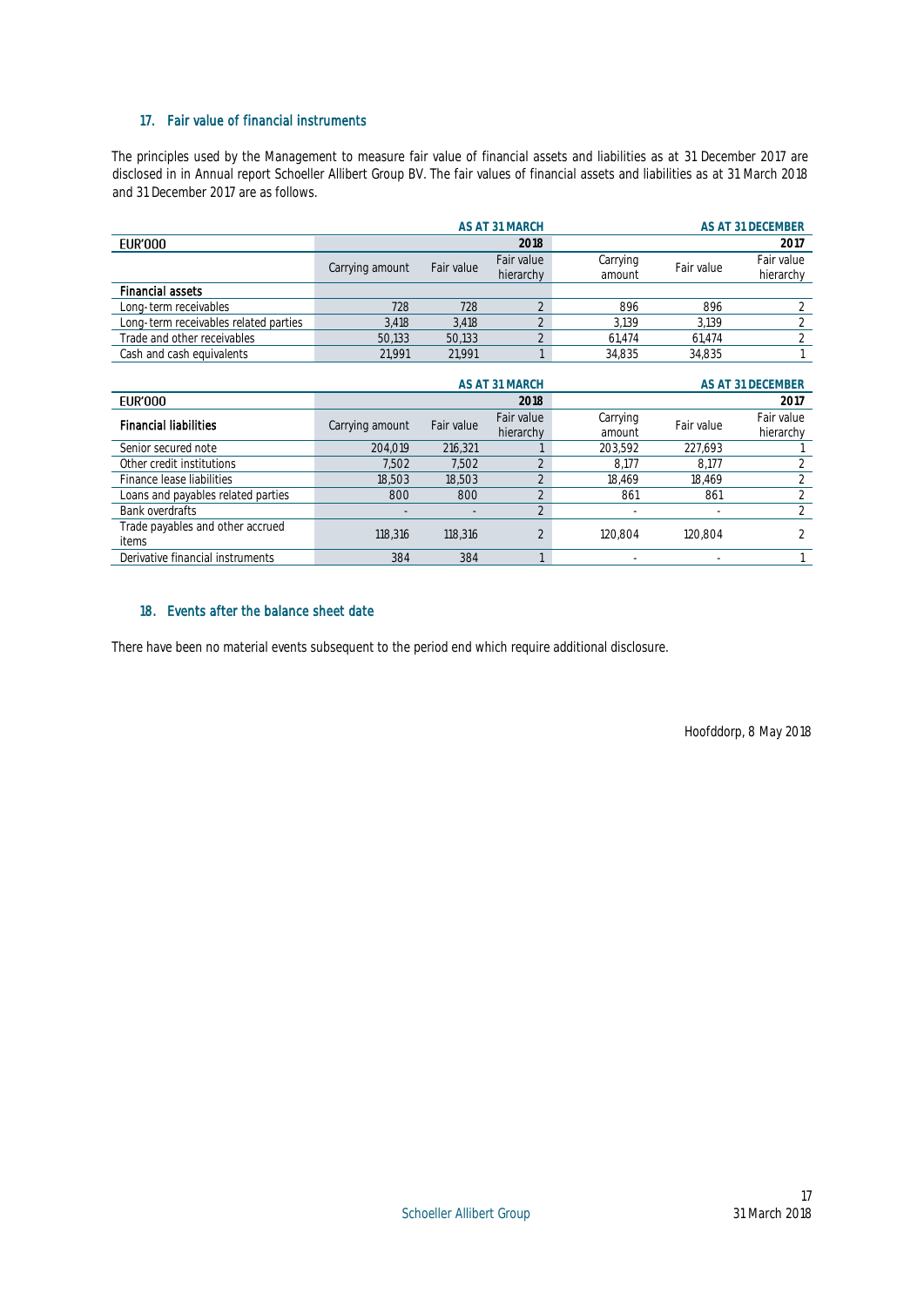## 17. Fair value of financial instruments

The principles used by the Management to measure fair value of financial assets and liabilities as at 31 December 2017 are disclosed in in Annual report Schoeller Allibert Group BV. The fair values of financial assets and liabilities as at 31 March 2018 and 31 December 2017 are as follows.

| EUR'000 | AS AT 31 MARCH 2018 | | | AS AT 31 DECEMBER 2017 | | |
|---|---|---|---|---|---|---|
| | Carrying amount | Fair value | Fair value hierarchy | Carrying amount | Fair value | Fair value hierarchy |
| **Financial assets** | | | | | | |
| Long-term receivables | 728 | 728 | 2 | 896 | 896 | 2 |
| Long-term receivables related parties | 3,418 | 3,418 | 2 | 3,139 | 3,139 | 2 |
| Trade and other receivables | 50,133 | 50,133 | 2 | 61,474 | 61,474 | 2 |
| Cash and cash equivalents | 21,991 | 21,991 | 1 | 34,835 | 34,835 | 1 |

| EUR'000 | AS AT 31 MARCH 2018 | | | AS AT 31 DECEMBER 2017 | | |
|---|---|---|---|---|---|---|
| **Financial liabilities** | Carrying amount | Fair value | Fair value hierarchy | Carrying amount | Fair value | Fair value hierarchy |
| Senior secured note | 204,019 | 216,321 | 1 | 203,592 | 227,693 | 1 |
| Other credit institutions | 7,502 | 7,502 | 2 | 8,177 | 8,177 | 2 |
| Finance lease liabilities | 18,503 | 18,503 | 2 | 18,469 | 18,469 | 2 |
| Loans and payables related parties | 800 | 800 | 2 | 861 | 861 | 2 |
| Bank overdrafts | - | - | 2 | - | - | 2 |
| Trade payables and other accrued items | 118,316 | 118,316 | 2 | 120,804 | 120,804 | 2 |
| Derivative financial instruments | 384 | 384 | 1 | - | - | 1 |

## 18. Events after the balance sheet date

There have been no material events subsequent to the period end which require additional disclosure.

Hoofddorp, 8 May 2018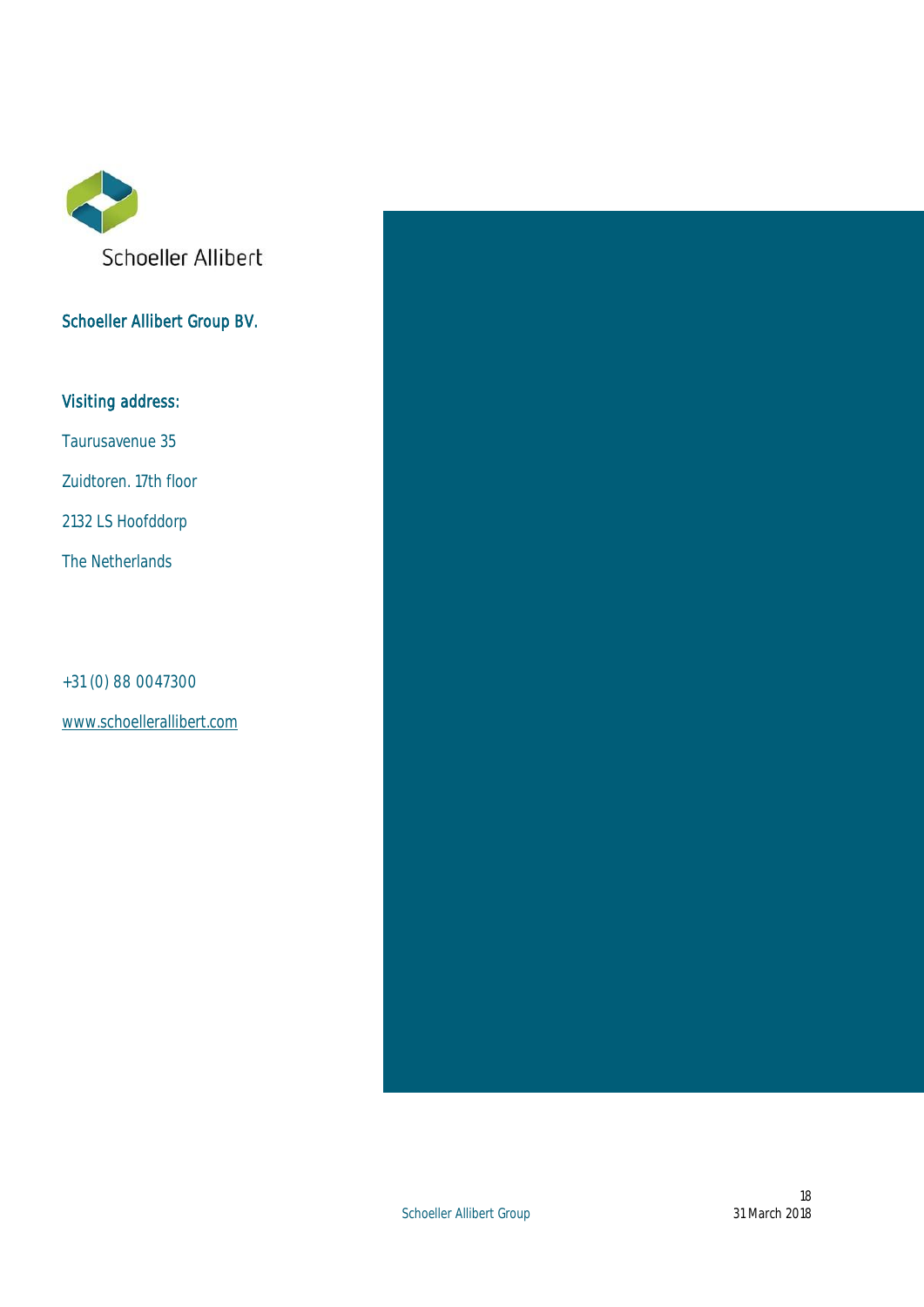Schoeller Allibert

Schoeller Allibert Group BV.

Visiting address:

Taurusavenue 35

Zuidtoren. 17th floor

2132 LS Hoofddorp

The Netherlands

+31 (0) 88 0047300

www.schoellerallibert.com